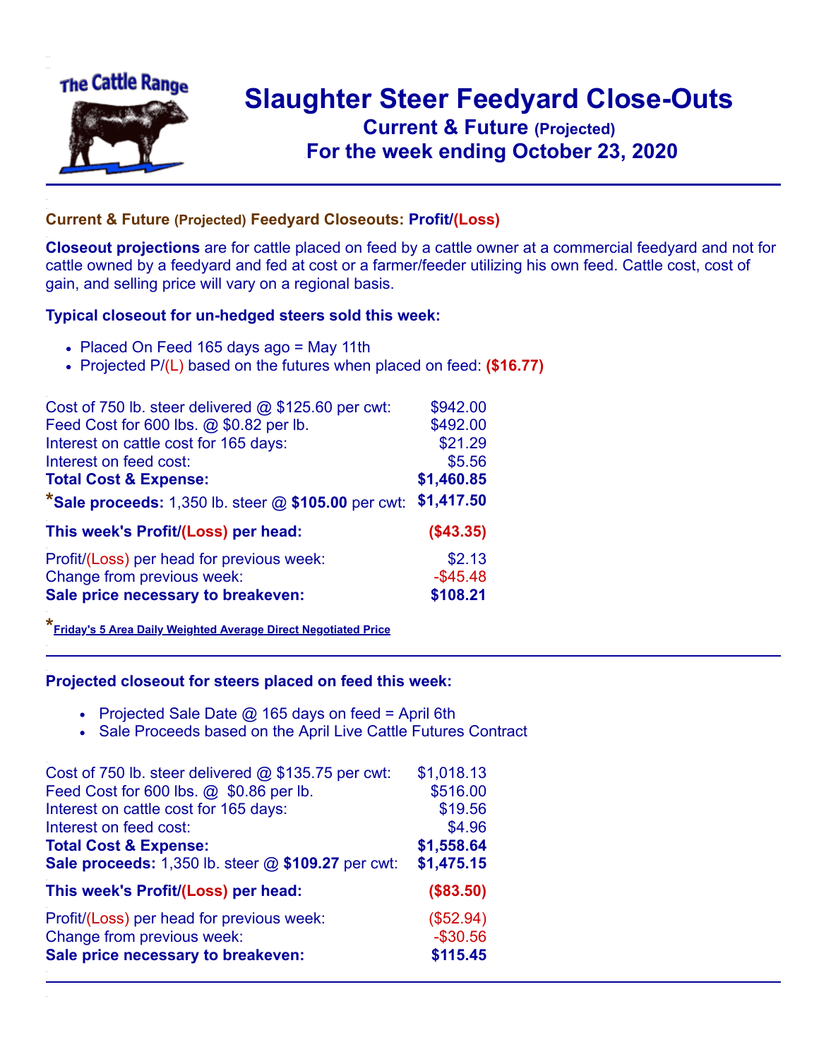# Slaughter Steer Feedyard Close-Outs

## Current & Future (Projected)

## For the week ending October 23, 2020

### Current & Future (Projected) Feedyard Closeouts: Profit/(Loss)

**Closeout projections** are for cattle placed on feed by a cattle owner at a commercial feedyard and not for cattle owned by a feedyard and fed at cost or a farmer/feeder utilizing his own feed. Cattle cost, cost of gain, and selling price will vary on a regional basis.

### Typical closeout for un-hedged steers sold this week:

- Placed On Feed 165 days ago = May 11th
- Projected P/(L) based on the futures when placed on feed: **($16.77)**

| | |
|---|---|
| Cost of 750 lb. steer delivered @ $125.60 per cwt: | $942.00 |
| Feed Cost for 600 lbs. @ $0.82 per lb. | $492.00 |
| Interest on cattle cost for 165 days: | $21.29 |
| Interest on feed cost: | $5.56 |
| **Total Cost & Expense:** | **$1,460.85** |
| ***Sale proceeds:** 1,350 lb. steer @ **$105.00** per cwt: | **$1,417.50** |
| **This week's Profit/(Loss) per head:** | **($43.35)** |
| Profit/(Loss) per head for previous week: | $2.13 |
| Change from previous week: | -$45.48 |
| **Sale price necessary to breakeven:** | **$108.21** |

*Friday's 5 Area Daily Weighted Average Direct Negotiated Price

### Projected closeout for steers placed on feed this week:

- Projected Sale Date @ 165 days on feed = April 6th
- Sale Proceeds based on the April Live Cattle Futures Contract

| | |
|---|---|
| Cost of 750 lb. steer delivered @ $135.75 per cwt: | $1,018.13 |
| Feed Cost for 600 lbs. @ $0.86 per lb. | $516.00 |
| Interest on cattle cost for 165 days: | $19.56 |
| Interest on feed cost: | $4.96 |
| **Total Cost & Expense:** | **$1,558.64** |
| **Sale proceeds:** 1,350 lb. steer @ **$109.27** per cwt: | **$1,475.15** |
| **This week's Profit/(Loss) per head:** | **($83.50)** |
| Profit/(Loss) per head for previous week: | ($52.94) |
| Change from previous week: | -$30.56 |
| **Sale price necessary to breakeven:** | **$115.45** |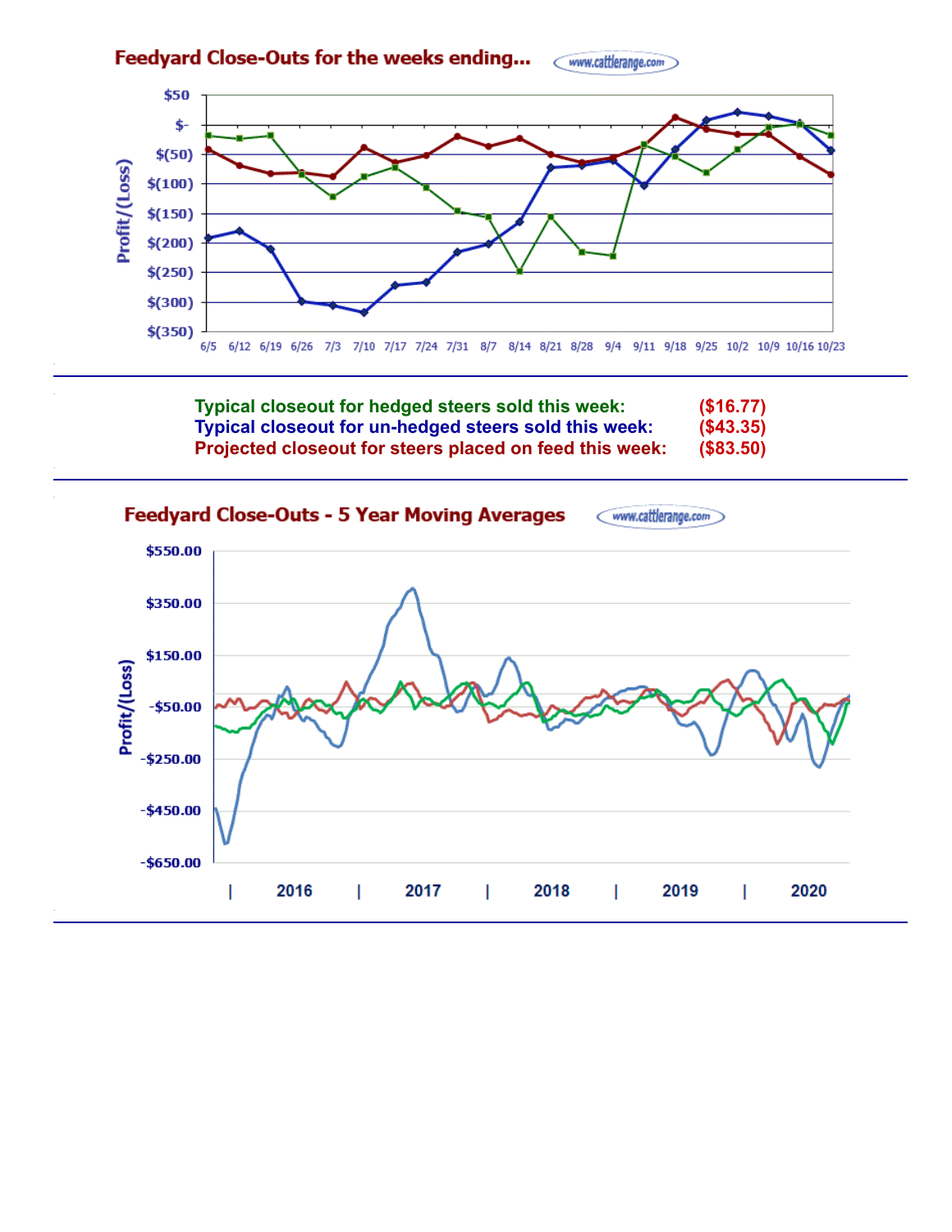Feedyard Close-Outs for the weeks ending...

www.cattlerange.com

Profit/(Loss)

$50
$-
$(50)
$(100)
$(150)
$(200)
$(250)
$(300)
$(350)

6/5 6/12 6/19 6/26 7/3 7/10 7/17 7/24 7/31 8/7 8/14 8/21 8/28 9/4 9/11 9/18 9/25 10/2 10/9 10/16 10/23

Typical closeout for hedged steers sold this week: ($16.77)
Typical closeout for un-hedged steers sold this week: ($43.35)
Projected closeout for steers placed on feed this week: ($83.50)

Feedyard Close-Outs - 5 Year Moving Averages

www.cattlerange.com

Profit/(Loss)

$550.00
$350.00
$150.00
-$50.00
-$250.00
-$450.00
-$650.00

| 2016 | 2017 | 2018 | 2019 | 2020